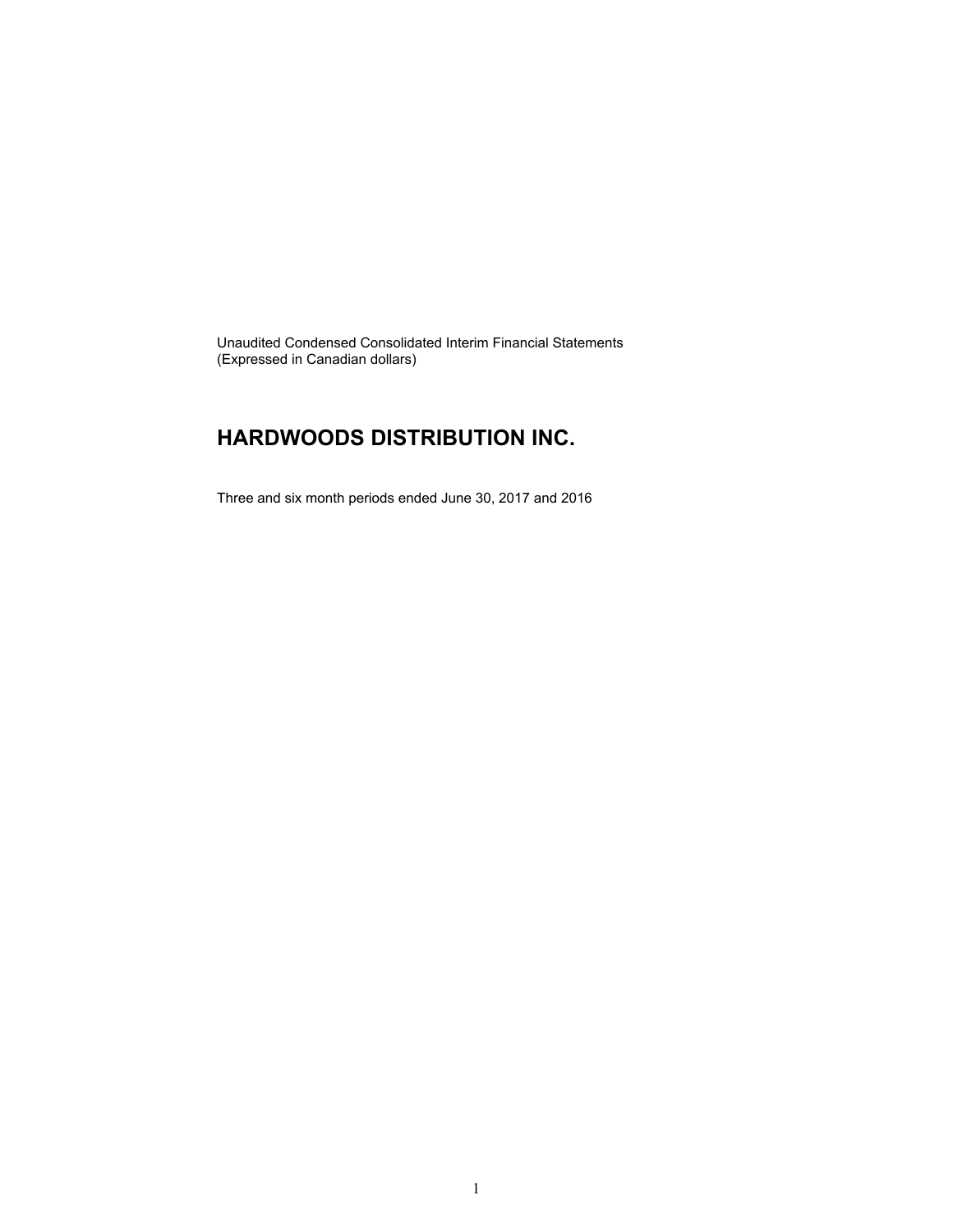Unaudited Condensed Consolidated Interim Financial Statements
(Expressed in Canadian dollars)

# HARDWOODS DISTRIBUTION INC.

Three and six month periods ended June 30, 2017 and 2016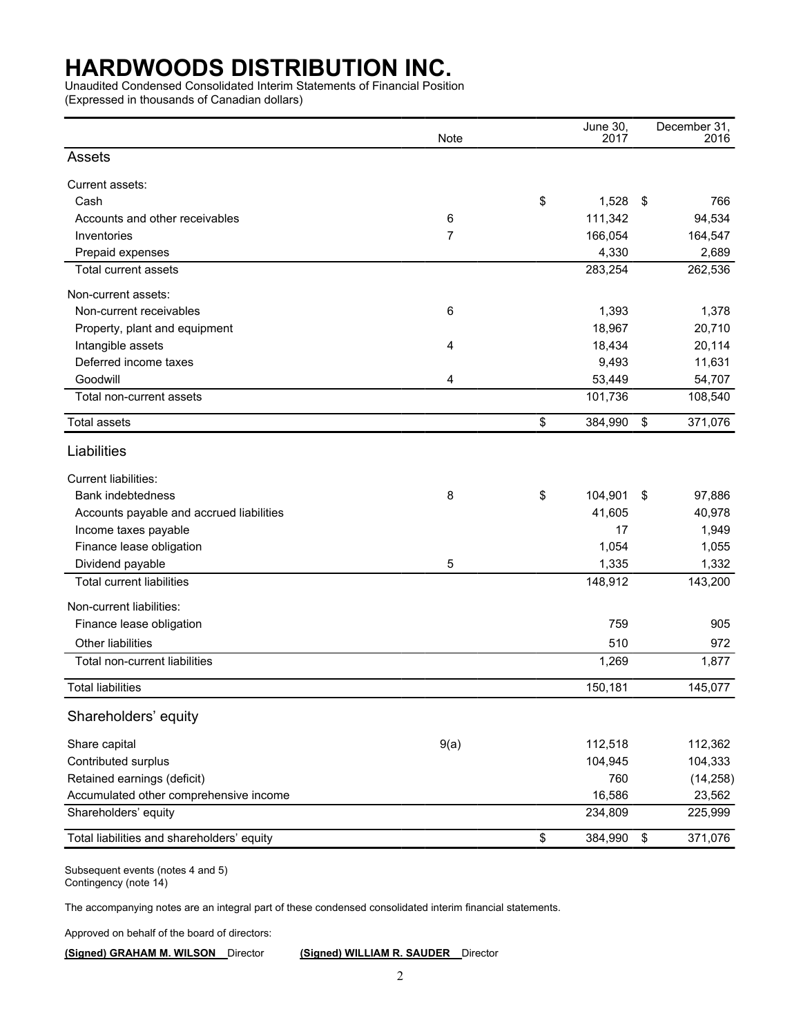# HARDWOODS DISTRIBUTION INC.

Unaudited Condensed Consolidated Interim Statements of Financial Position
(Expressed in thousands of Canadian dollars)

| | Note | June 30, 2017 | December 31, 2016 |
|---|---|---|---|
| **Assets** | | | |
| Current assets: | | | |
| Cash | | $ 1,528 | $ 766 |
| Accounts and other receivables | 6 | 111,342 | 94,534 |
| Inventories | 7 | 166,054 | 164,547 |
| Prepaid expenses | | 4,330 | 2,689 |
| Total current assets | | 283,254 | 262,536 |
| Non-current assets: | | | |
| Non-current receivables | 6 | 1,393 | 1,378 |
| Property, plant and equipment | | 18,967 | 20,710 |
| Intangible assets | 4 | 18,434 | 20,114 |
| Deferred income taxes | | 9,493 | 11,631 |
| Goodwill | 4 | 53,449 | 54,707 |
| Total non-current assets | | 101,736 | 108,540 |
| Total assets | | $ 384,990 | $ 371,076 |
| **Liabilities** | | | |
| Current liabilities: | | | |
| Bank indebtedness | 8 | $ 104,901 | $ 97,886 |
| Accounts payable and accrued liabilities | | 41,605 | 40,978 |
| Income taxes payable | | 17 | 1,949 |
| Finance lease obligation | | 1,054 | 1,055 |
| Dividend payable | 5 | 1,335 | 1,332 |
| Total current liabilities | | 148,912 | 143,200 |
| Non-current liabilities: | | | |
| Finance lease obligation | | 759 | 905 |
| Other liabilities | | 510 | 972 |
| Total non-current liabilities | | 1,269 | 1,877 |
| Total liabilities | | 150,181 | 145,077 |
| **Shareholders' equity** | | | |
| Share capital | 9(a) | 112,518 | 112,362 |
| Contributed surplus | | 104,945 | 104,333 |
| Retained earnings (deficit) | | 760 | (14,258) |
| Accumulated other comprehensive income | | 16,586 | 23,562 |
| Shareholders' equity | | 234,809 | 225,999 |
| Total liabilities and shareholders' equity | | $ 384,990 | $ 371,076 |

Subsequent events (notes 4 and 5)
Contingency (note 14)

The accompanying notes are an integral part of these condensed consolidated interim financial statements.

Approved on behalf of the board of directors:

**(Signed) GRAHAM M. WILSON** Director **(Signed) WILLIAM R. SAUDER** Director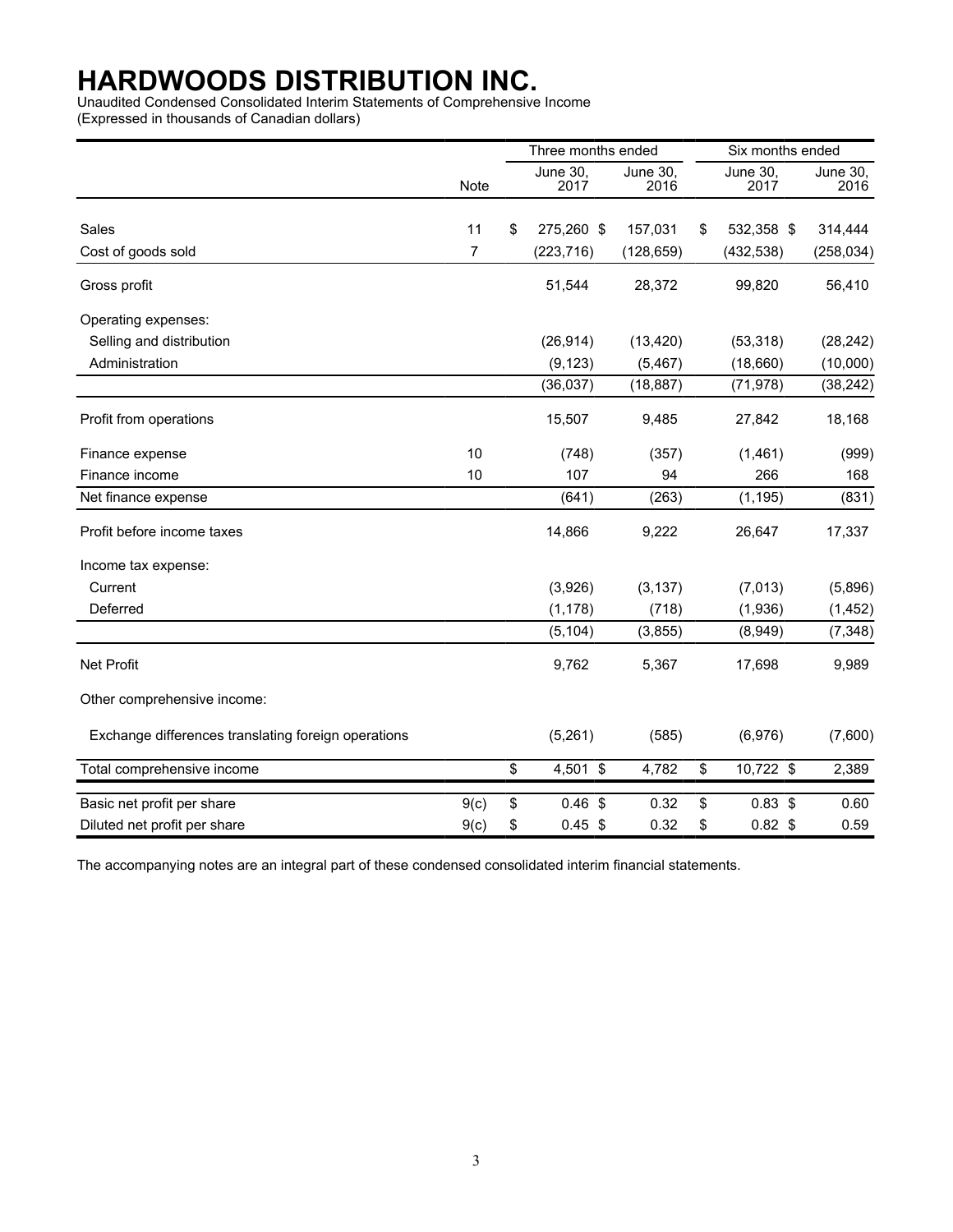# HARDWOODS DISTRIBUTION INC.

Unaudited Condensed Consolidated Interim Statements of Comprehensive Income
(Expressed in thousands of Canadian dollars)

| | | Three months ended | | Six months ended | |
|---|---|---|---|---|---|
| | Note | June 30, 2017 | June 30, 2016 | June 30, 2017 | June 30, 2016 |
| Sales | 11 | $ 275,260 | $ 157,031 | $ 532,358 | $ 314,444 |
| Cost of goods sold | 7 | (223,716) | (128,659) | (432,538) | (258,034) |
| Gross profit | | 51,544 | 28,372 | 99,820 | 56,410 |
| Operating expenses: | | | | | |
| Selling and distribution | | (26,914) | (13,420) | (53,318) | (28,242) |
| Administration | | (9,123) | (5,467) | (18,660) | (10,000) |
| | | (36,037) | (18,887) | (71,978) | (38,242) |
| Profit from operations | | 15,507 | 9,485 | 27,842 | 18,168 |
| Finance expense | 10 | (748) | (357) | (1,461) | (999) |
| Finance income | 10 | 107 | 94 | 266 | 168 |
| Net finance expense | | (641) | (263) | (1,195) | (831) |
| Profit before income taxes | | 14,866 | 9,222 | 26,647 | 17,337 |
| Income tax expense: | | | | | |
| Current | | (3,926) | (3,137) | (7,013) | (5,896) |
| Deferred | | (1,178) | (718) | (1,936) | (1,452) |
| | | (5,104) | (3,855) | (8,949) | (7,348) |
| Net Profit | | 9,762 | 5,367 | 17,698 | 9,989 |
| Other comprehensive income: | | | | | |
| Exchange differences translating foreign operations | | (5,261) | (585) | (6,976) | (7,600) |
| Total comprehensive income | | $ 4,501 | $ 4,782 | $ 10,722 | $ 2,389 |
| Basic net profit per share | 9(c) | $ 0.46 | $ 0.32 | $ 0.83 | $ 0.60 |
| Diluted net profit per share | 9(c) | $ 0.45 | $ 0.32 | $ 0.82 | $ 0.59 |

The accompanying notes are an integral part of these condensed consolidated interim financial statements.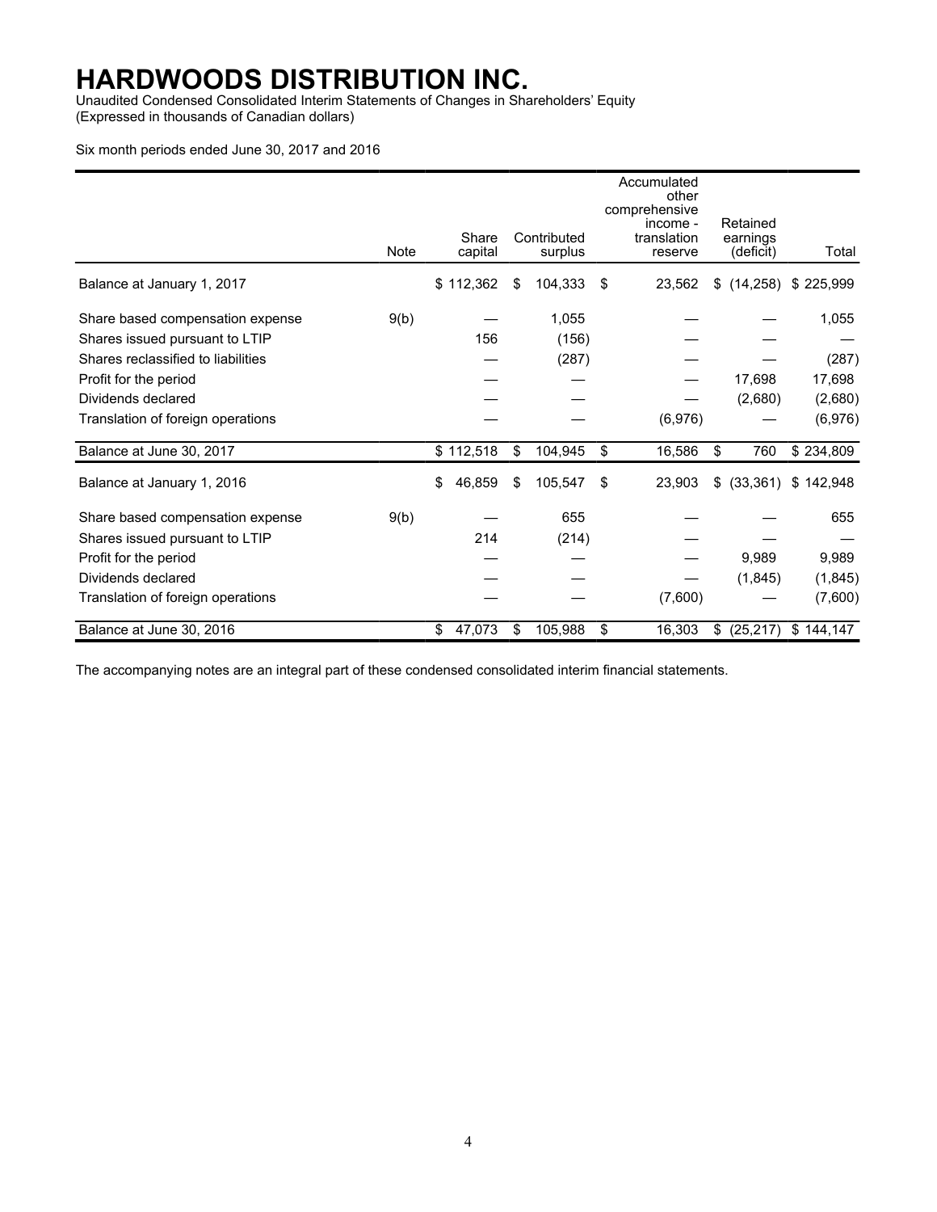# HARDWOODS DISTRIBUTION INC.

Unaudited Condensed Consolidated Interim Statements of Changes in Shareholders' Equity
(Expressed in thousands of Canadian dollars)

Six month periods ended June 30, 2017 and 2016

| | Note | Share capital | Contributed surplus | Accumulated other comprehensive income - translation reserve | Retained earnings (deficit) | Total |
|---|---|---|---|---|---|---|
| Balance at January 1, 2017 | | $ 112,362 | $ 104,333 | $ 23,562 | $ (14,258) | $ 225,999 |
| Share based compensation expense | 9(b) | — | 1,055 | — | — | 1,055 |
| Shares issued pursuant to LTIP | | 156 | (156) | — | — | — |
| Shares reclassified to liabilities | | — | (287) | — | — | (287) |
| Profit for the period | | — | — | — | 17,698 | 17,698 |
| Dividends declared | | — | — | — | (2,680) | (2,680) |
| Translation of foreign operations | | — | — | (6,976) | — | (6,976) |
| Balance at June 30, 2017 | | $ 112,518 | $ 104,945 | $ 16,586 | $ 760 | $ 234,809 |
| Balance at January 1, 2016 | | $ 46,859 | $ 105,547 | $ 23,903 | $ (33,361) | $ 142,948 |
| Share based compensation expense | 9(b) | — | 655 | — | — | 655 |
| Shares issued pursuant to LTIP | | 214 | (214) | — | — | — |
| Profit for the period | | — | — | — | 9,989 | 9,989 |
| Dividends declared | | — | — | — | (1,845) | (1,845) |
| Translation of foreign operations | | — | — | (7,600) | — | (7,600) |
| Balance at June 30, 2016 | | $ 47,073 | $ 105,988 | $ 16,303 | $ (25,217) | $ 144,147 |

The accompanying notes are an integral part of these condensed consolidated interim financial statements.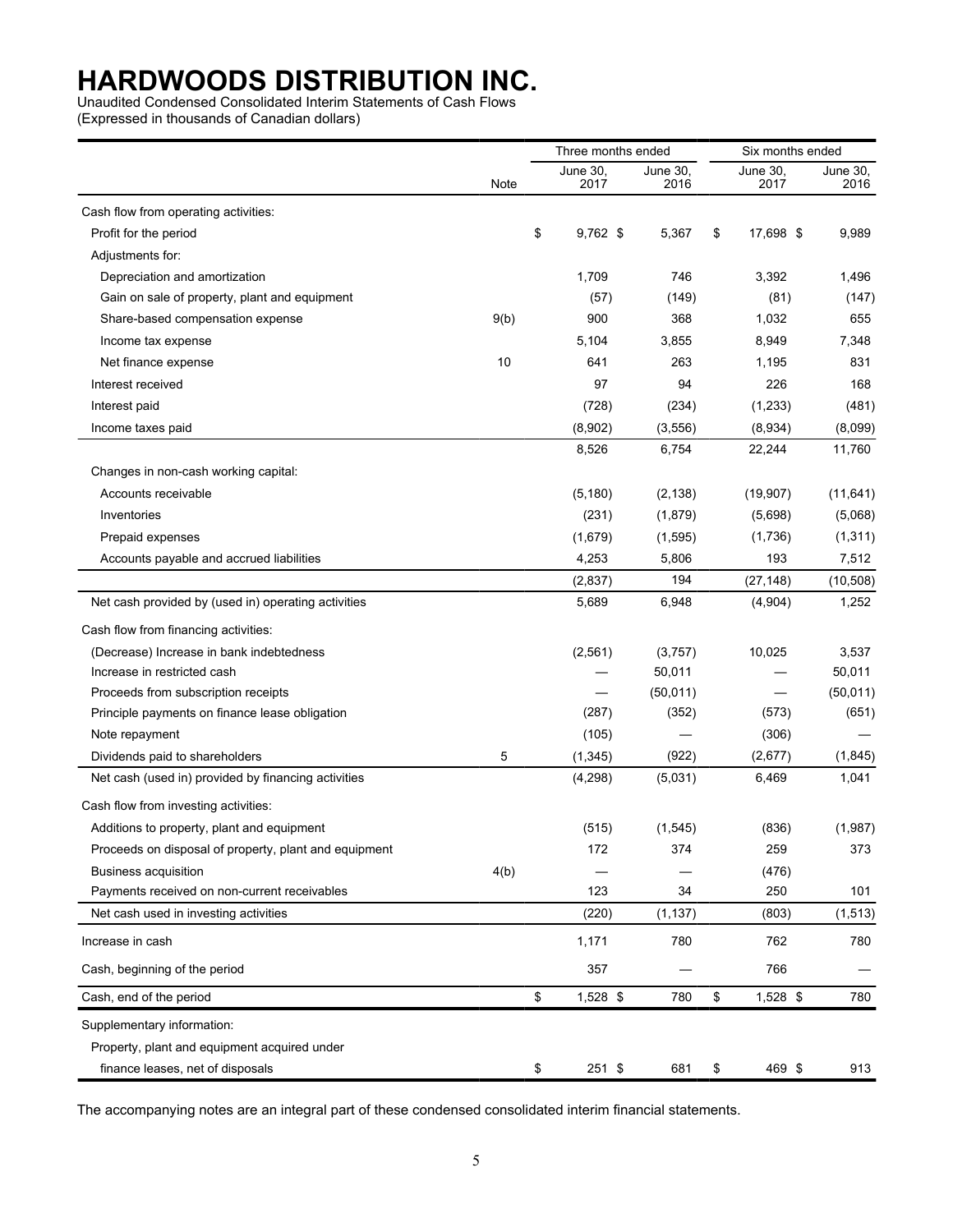# HARDWOODS DISTRIBUTION INC.

Unaudited Condensed Consolidated Interim Statements of Cash Flows
(Expressed in thousands of Canadian dollars)

| | Note | Three months ended June 30, 2017 | Three months ended June 30, 2016 | Six months ended June 30, 2017 | Six months ended June 30, 2016 |
|---|---|---|---|---|---|
| Cash flow from operating activities: | | | | | |
| Profit for the period | | $ 9,762 | $ 5,367 | $ 17,698 | $ 9,989 |
| Adjustments for: | | | | | |
| Depreciation and amortization | | 1,709 | 746 | 3,392 | 1,496 |
| Gain on sale of property, plant and equipment | | (57) | (149) | (81) | (147) |
| Share-based compensation expense | 9(b) | 900 | 368 | 1,032 | 655 |
| Income tax expense | | 5,104 | 3,855 | 8,949 | 7,348 |
| Net finance expense | 10 | 641 | 263 | 1,195 | 831 |
| Interest received | | 97 | 94 | 226 | 168 |
| Interest paid | | (728) | (234) | (1,233) | (481) |
| Income taxes paid | | (8,902) | (3,556) | (8,934) | (8,099) |
| | | 8,526 | 6,754 | 22,244 | 11,760 |
| Changes in non-cash working capital: | | | | | |
| Accounts receivable | | (5,180) | (2,138) | (19,907) | (11,641) |
| Inventories | | (231) | (1,879) | (5,698) | (5,068) |
| Prepaid expenses | | (1,679) | (1,595) | (1,736) | (1,311) |
| Accounts payable and accrued liabilities | | 4,253 | 5,806 | 193 | 7,512 |
| | | (2,837) | 194 | (27,148) | (10,508) |
| Net cash provided by (used in) operating activities | | 5,689 | 6,948 | (4,904) | 1,252 |
| Cash flow from financing activities: | | | | | |
| (Decrease) Increase in bank indebtedness | | (2,561) | (3,757) | 10,025 | 3,537 |
| Increase in restricted cash | | — | 50,011 | — | 50,011 |
| Proceeds from subscription receipts | | — | (50,011) | — | (50,011) |
| Principle payments on finance lease obligation | | (287) | (352) | (573) | (651) |
| Note repayment | | (105) | — | (306) | — |
| Dividends paid to shareholders | 5 | (1,345) | (922) | (2,677) | (1,845) |
| Net cash (used in) provided by financing activities | | (4,298) | (5,031) | 6,469 | 1,041 |
| Cash flow from investing activities: | | | | | |
| Additions to property, plant and equipment | | (515) | (1,545) | (836) | (1,987) |
| Proceeds on disposal of property, plant and equipment | | 172 | 374 | 259 | 373 |
| Business acquisition | 4(b) | — | — | (476) | |
| Payments received on non-current receivables | | 123 | 34 | 250 | 101 |
| Net cash used in investing activities | | (220) | (1,137) | (803) | (1,513) |
| Increase in cash | | 1,171 | 780 | 762 | 780 |
| Cash, beginning of the period | | 357 | — | 766 | — |
| Cash, end of the period | | $ 1,528 | $ 780 | $ 1,528 | $ 780 |
| Supplementary information: | | | | | |
| Property, plant and equipment acquired under finance leases, net of disposals | | $ 251 | $ 681 | $ 469 | $ 913 |

The accompanying notes are an integral part of these condensed consolidated interim financial statements.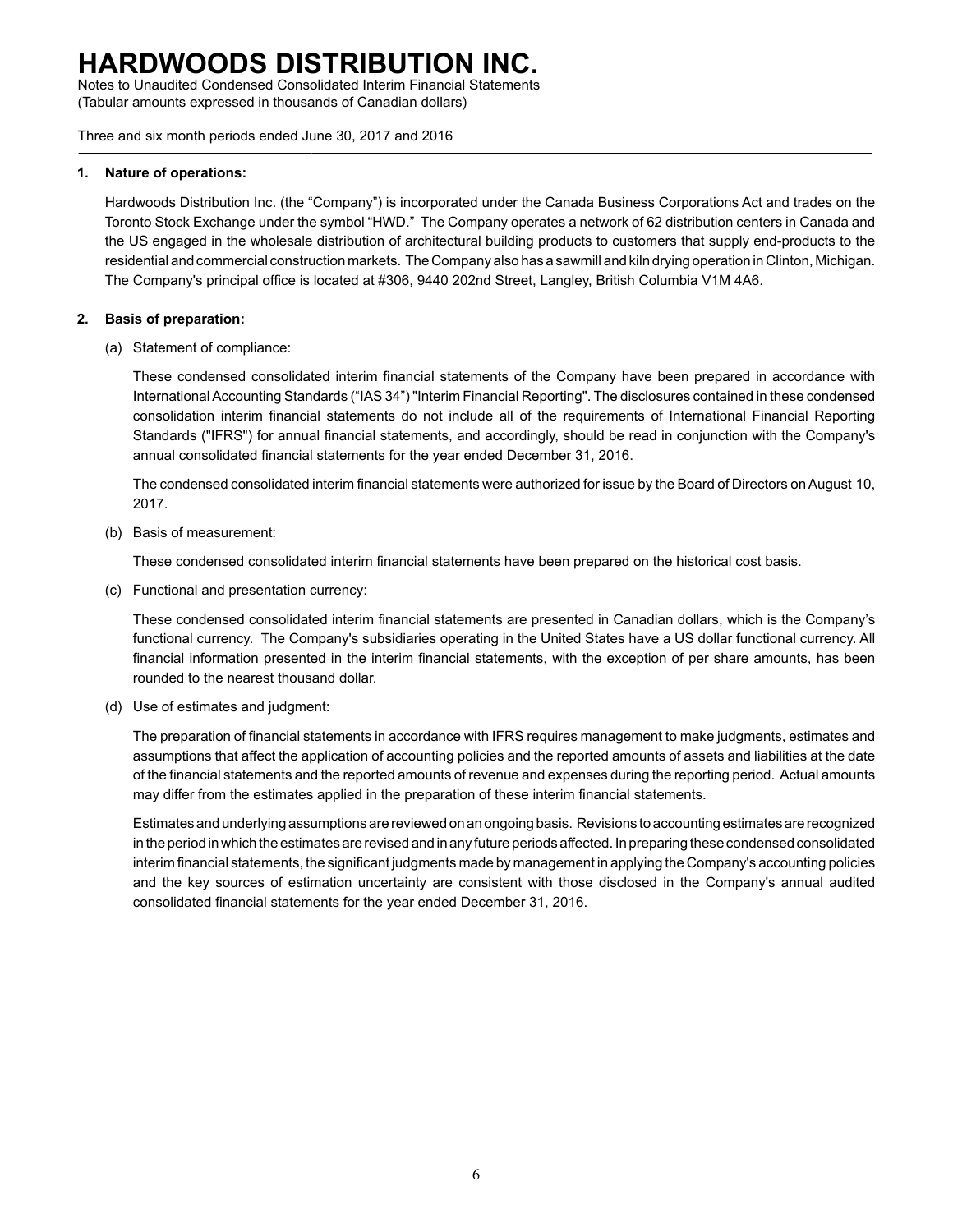# HARDWOODS DISTRIBUTION INC.

Notes to Unaudited Condensed Consolidated Interim Financial Statements
(Tabular amounts expressed in thousands of Canadian dollars)

Three and six month periods ended June 30, 2017 and 2016

## 1. Nature of operations:

Hardwoods Distribution Inc. (the "Company") is incorporated under the Canada Business Corporations Act and trades on the Toronto Stock Exchange under the symbol "HWD." The Company operates a network of 62 distribution centers in Canada and the US engaged in the wholesale distribution of architectural building products to customers that supply end-products to the residential and commercial construction markets. The Company also has a sawmill and kiln drying operation in Clinton, Michigan. The Company's principal office is located at #306, 9440 202nd Street, Langley, British Columbia V1M 4A6.

## 2. Basis of preparation:

(a) Statement of compliance:

These condensed consolidated interim financial statements of the Company have been prepared in accordance with International Accounting Standards ("IAS 34") "Interim Financial Reporting". The disclosures contained in these condensed consolidation interim financial statements do not include all of the requirements of International Financial Reporting Standards ("IFRS") for annual financial statements, and accordingly, should be read in conjunction with the Company's annual consolidated financial statements for the year ended December 31, 2016.

The condensed consolidated interim financial statements were authorized for issue by the Board of Directors on August 10, 2017.

(b) Basis of measurement:

These condensed consolidated interim financial statements have been prepared on the historical cost basis.

(c) Functional and presentation currency:

These condensed consolidated interim financial statements are presented in Canadian dollars, which is the Company's functional currency. The Company's subsidiaries operating in the United States have a US dollar functional currency. All financial information presented in the interim financial statements, with the exception of per share amounts, has been rounded to the nearest thousand dollar.

(d) Use of estimates and judgment:

The preparation of financial statements in accordance with IFRS requires management to make judgments, estimates and assumptions that affect the application of accounting policies and the reported amounts of assets and liabilities at the date of the financial statements and the reported amounts of revenue and expenses during the reporting period. Actual amounts may differ from the estimates applied in the preparation of these interim financial statements.

Estimates and underlying assumptions are reviewed on an ongoing basis. Revisions to accounting estimates are recognized in the period in which the estimates are revised and in any future periods affected. In preparing these condensed consolidated interim financial statements, the significant judgments made by management in applying the Company's accounting policies and the key sources of estimation uncertainty are consistent with those disclosed in the Company's annual audited consolidated financial statements for the year ended December 31, 2016.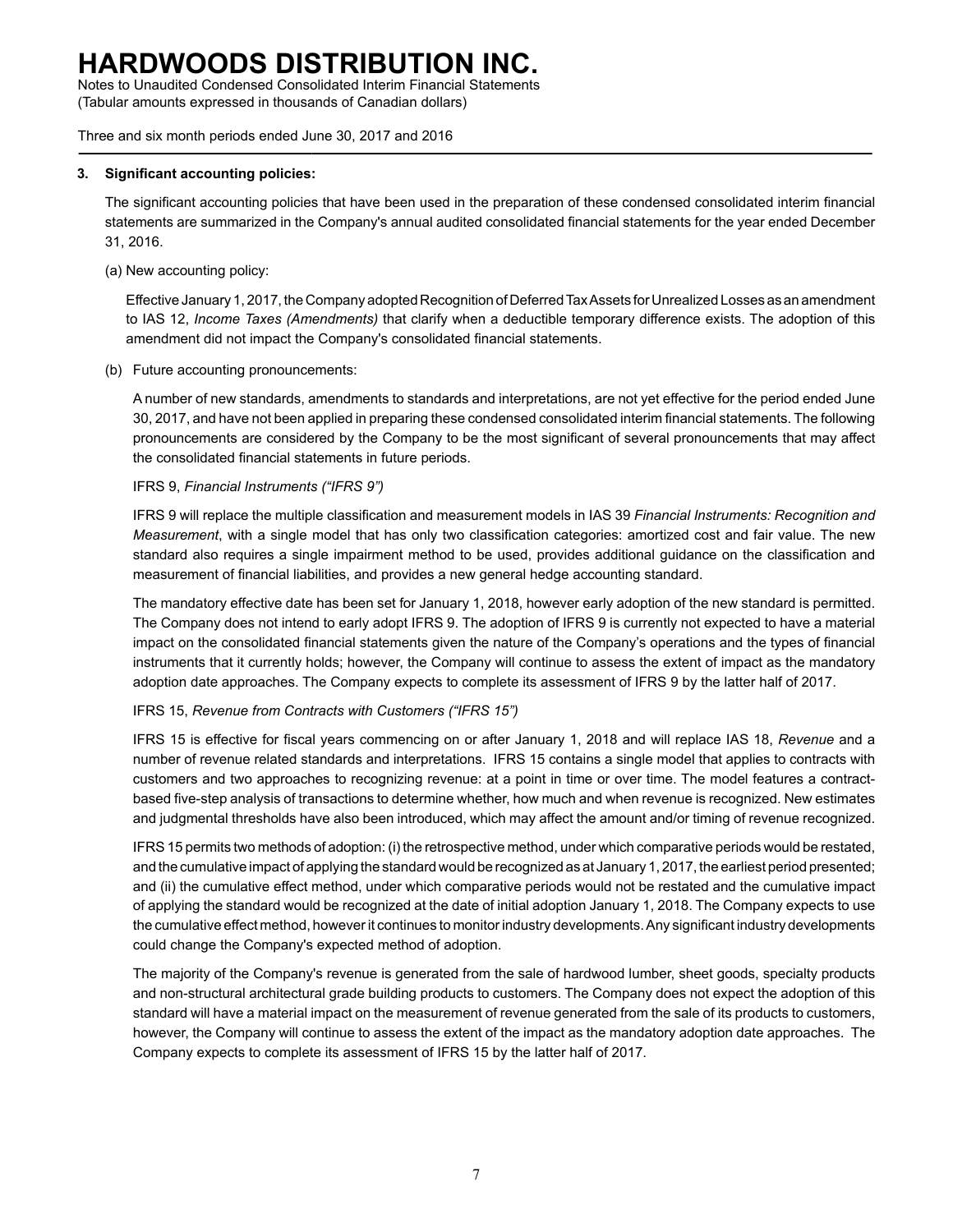### 3. Significant accounting policies:

The significant accounting policies that have been used in the preparation of these condensed consolidated interim financial statements are summarized in the Company's annual audited consolidated financial statements for the year ended December 31, 2016.

(a) New accounting policy:

Effective January 1, 2017, the Company adopted Recognition of Deferred Tax Assets for Unrealized Losses as an amendment to IAS 12, *Income Taxes (Amendments)* that clarify when a deductible temporary difference exists. The adoption of this amendment did not impact the Company's consolidated financial statements.

(b) Future accounting pronouncements:

A number of new standards, amendments to standards and interpretations, are not yet effective for the period ended June 30, 2017, and have not been applied in preparing these condensed consolidated interim financial statements. The following pronouncements are considered by the Company to be the most significant of several pronouncements that may affect the consolidated financial statements in future periods.

IFRS 9, *Financial Instruments ("IFRS 9")*

IFRS 9 will replace the multiple classification and measurement models in IAS 39 *Financial Instruments: Recognition and Measurement*, with a single model that has only two classification categories: amortized cost and fair value. The new standard also requires a single impairment method to be used, provides additional guidance on the classification and measurement of financial liabilities, and provides a new general hedge accounting standard.

The mandatory effective date has been set for January 1, 2018, however early adoption of the new standard is permitted. The Company does not intend to early adopt IFRS 9. The adoption of IFRS 9 is currently not expected to have a material impact on the consolidated financial statements given the nature of the Company's operations and the types of financial instruments that it currently holds; however, the Company will continue to assess the extent of impact as the mandatory adoption date approaches. The Company expects to complete its assessment of IFRS 9 by the latter half of 2017.

IFRS 15, *Revenue from Contracts with Customers ("IFRS 15")*

IFRS 15 is effective for fiscal years commencing on or after January 1, 2018 and will replace IAS 18, *Revenue* and a number of revenue related standards and interpretations. IFRS 15 contains a single model that applies to contracts with customers and two approaches to recognizing revenue: at a point in time or over time. The model features a contract-based five-step analysis of transactions to determine whether, how much and when revenue is recognized. New estimates and judgmental thresholds have also been introduced, which may affect the amount and/or timing of revenue recognized.

IFRS 15 permits two methods of adoption: (i) the retrospective method, under which comparative periods would be restated, and the cumulative impact of applying the standard would be recognized as at January 1, 2017, the earliest period presented; and (ii) the cumulative effect method, under which comparative periods would not be restated and the cumulative impact of applying the standard would be recognized at the date of initial adoption January 1, 2018. The Company expects to use the cumulative effect method, however it continues to monitor industry developments. Any significant industry developments could change the Company's expected method of adoption.

The majority of the Company's revenue is generated from the sale of hardwood lumber, sheet goods, specialty products and non-structural architectural grade building products to customers. The Company does not expect the adoption of this standard will have a material impact on the measurement of revenue generated from the sale of its products to customers, however, the Company will continue to assess the extent of the impact as the mandatory adoption date approaches. The Company expects to complete its assessment of IFRS 15 by the latter half of 2017.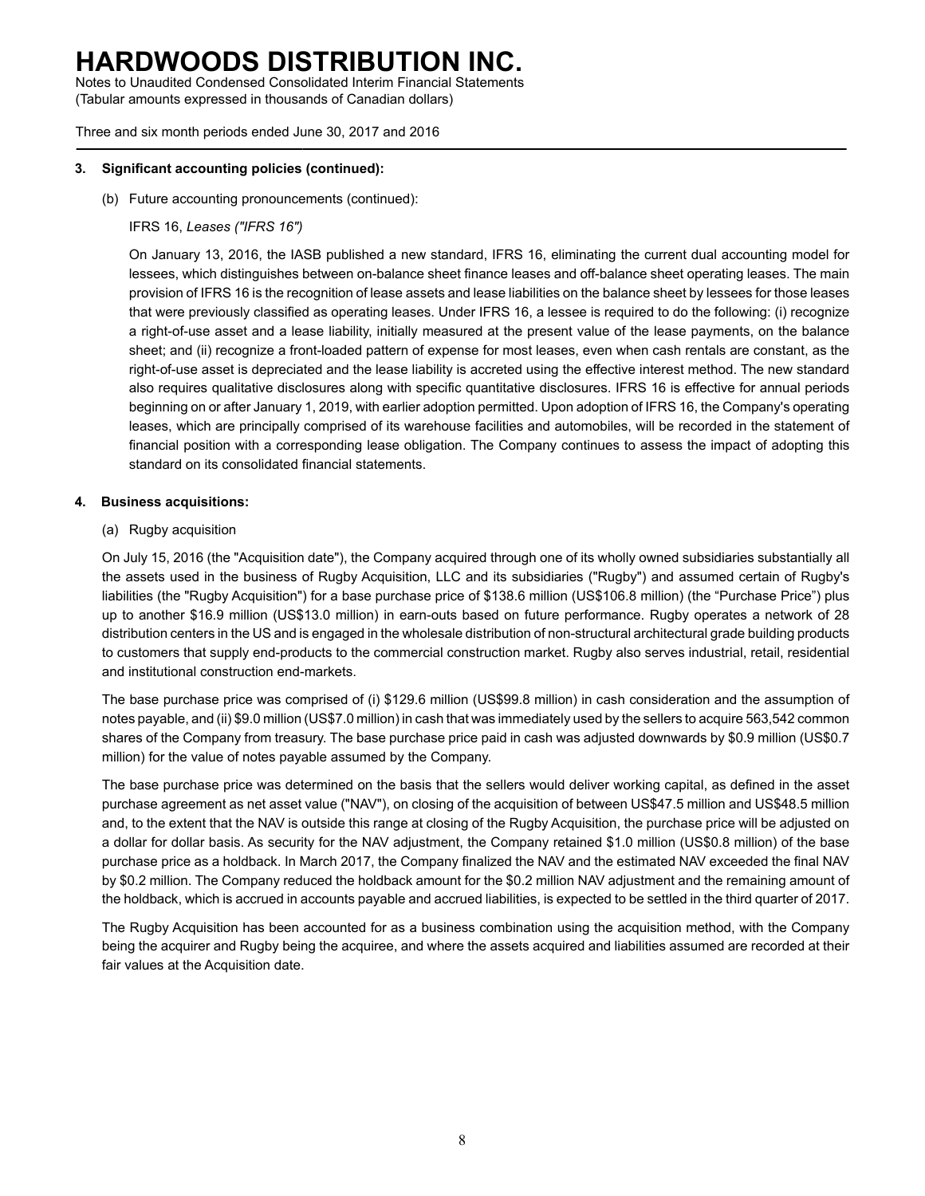### 3. Significant accounting policies (continued):

(b) Future accounting pronouncements (continued):

IFRS 16, *Leases ("IFRS 16")*

On January 13, 2016, the IASB published a new standard, IFRS 16, eliminating the current dual accounting model for lessees, which distinguishes between on-balance sheet finance leases and off-balance sheet operating leases. The main provision of IFRS 16 is the recognition of lease assets and lease liabilities on the balance sheet by lessees for those leases that were previously classified as operating leases. Under IFRS 16, a lessee is required to do the following: (i) recognize a right-of-use asset and a lease liability, initially measured at the present value of the lease payments, on the balance sheet; and (ii) recognize a front-loaded pattern of expense for most leases, even when cash rentals are constant, as the right-of-use asset is depreciated and the lease liability is accreted using the effective interest method. The new standard also requires qualitative disclosures along with specific quantitative disclosures. IFRS 16 is effective for annual periods beginning on or after January 1, 2019, with earlier adoption permitted. Upon adoption of IFRS 16, the Company's operating leases, which are principally comprised of its warehouse facilities and automobiles, will be recorded in the statement of financial position with a corresponding lease obligation. The Company continues to assess the impact of adopting this standard on its consolidated financial statements.

### 4. Business acquisitions:

(a) Rugby acquisition

On July 15, 2016 (the "Acquisition date"), the Company acquired through one of its wholly owned subsidiaries substantially all the assets used in the business of Rugby Acquisition, LLC and its subsidiaries ("Rugby") and assumed certain of Rugby's liabilities (the "Rugby Acquisition") for a base purchase price of $138.6 million (US$106.8 million) (the "Purchase Price") plus up to another $16.9 million (US$13.0 million) in earn-outs based on future performance. Rugby operates a network of 28 distribution centers in the US and is engaged in the wholesale distribution of non-structural architectural grade building products to customers that supply end-products to the commercial construction market. Rugby also serves industrial, retail, residential and institutional construction end-markets.

The base purchase price was comprised of (i) $129.6 million (US$99.8 million) in cash consideration and the assumption of notes payable, and (ii) $9.0 million (US$7.0 million) in cash that was immediately used by the sellers to acquire 563,542 common shares of the Company from treasury. The base purchase price paid in cash was adjusted downwards by $0.9 million (US$0.7 million) for the value of notes payable assumed by the Company.

The base purchase price was determined on the basis that the sellers would deliver working capital, as defined in the asset purchase agreement as net asset value ("NAV"), on closing of the acquisition of between US$47.5 million and US$48.5 million and, to the extent that the NAV is outside this range at closing of the Rugby Acquisition, the purchase price will be adjusted on a dollar for dollar basis. As security for the NAV adjustment, the Company retained $1.0 million (US$0.8 million) of the base purchase price as a holdback. In March 2017, the Company finalized the NAV and the estimated NAV exceeded the final NAV by $0.2 million. The Company reduced the holdback amount for the $0.2 million NAV adjustment and the remaining amount of the holdback, which is accrued in accounts payable and accrued liabilities, is expected to be settled in the third quarter of 2017.

The Rugby Acquisition has been accounted for as a business combination using the acquisition method, with the Company being the acquirer and Rugby being the acquiree, and where the assets acquired and liabilities assumed are recorded at their fair values at the Acquisition date.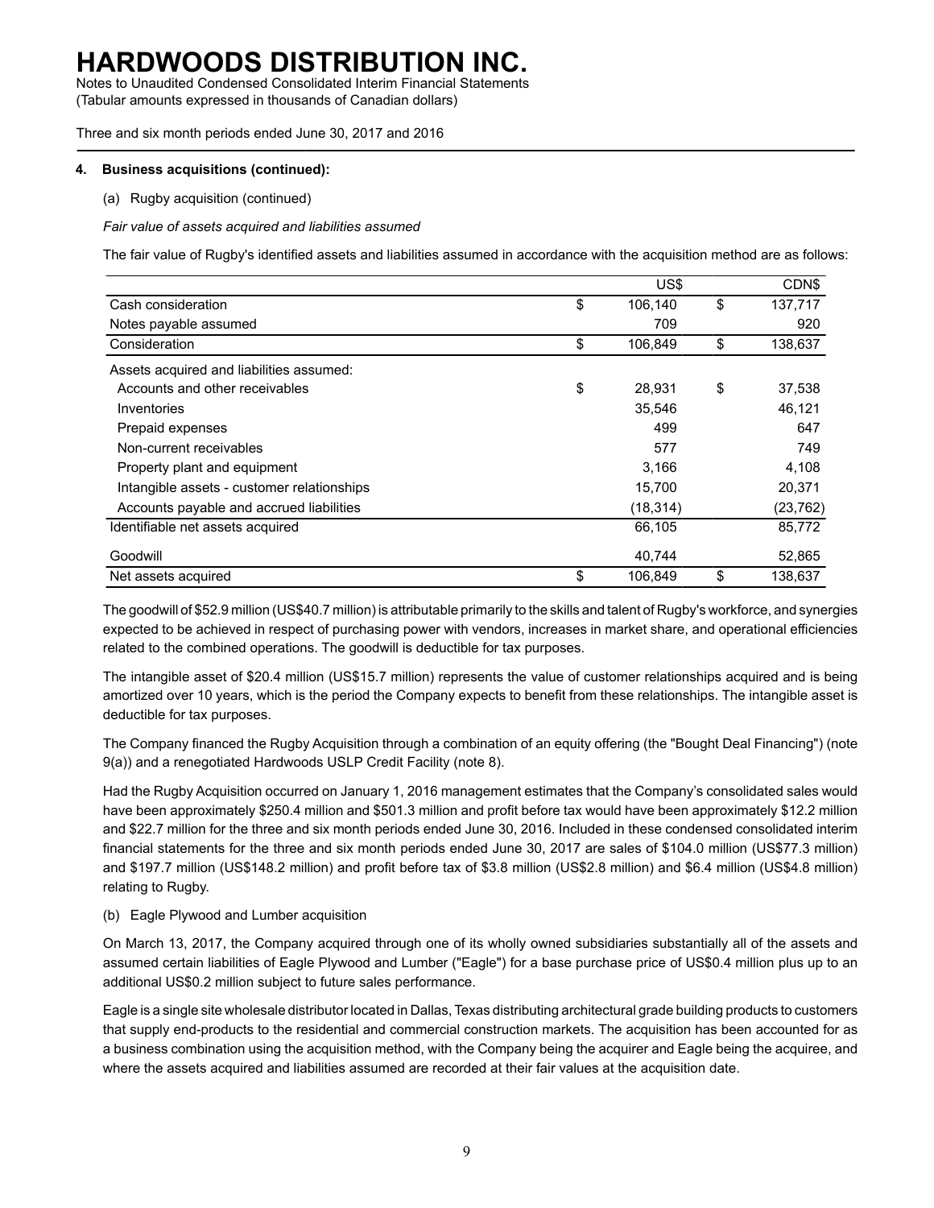**4. Business acquisitions (continued):**

(a) Rugby acquisition (continued)

*Fair value of assets acquired and liabilities assumed*

The fair value of Rugby's identified assets and liabilities assumed in accordance with the acquisition method are as follows:

| | US$ | CDN$ |
|---|---|---|
| Cash consideration | $ 106,140 | $ 137,717 |
| Notes payable assumed | 709 | 920 |
| Consideration | $ 106,849 | $ 138,637 |
| Assets acquired and liabilities assumed: | | |
| Accounts and other receivables | $ 28,931 | $ 37,538 |
| Inventories | 35,546 | 46,121 |
| Prepaid expenses | 499 | 647 |
| Non-current receivables | 577 | 749 |
| Property plant and equipment | 3,166 | 4,108 |
| Intangible assets - customer relationships | 15,700 | 20,371 |
| Accounts payable and accrued liabilities | (18,314) | (23,762) |
| Identifiable net assets acquired | 66,105 | 85,772 |
| Goodwill | 40,744 | 52,865 |
| Net assets acquired | $ 106,849 | $ 138,637 |

The goodwill of $52.9 million (US$40.7 million) is attributable primarily to the skills and talent of Rugby's workforce, and synergies expected to be achieved in respect of purchasing power with vendors, increases in market share, and operational efficiencies related to the combined operations. The goodwill is deductible for tax purposes.

The intangible asset of $20.4 million (US$15.7 million) represents the value of customer relationships acquired and is being amortized over 10 years, which is the period the Company expects to benefit from these relationships. The intangible asset is deductible for tax purposes.

The Company financed the Rugby Acquisition through a combination of an equity offering (the "Bought Deal Financing") (note 9(a)) and a renegotiated Hardwoods USLP Credit Facility (note 8).

Had the Rugby Acquisition occurred on January 1, 2016 management estimates that the Company's consolidated sales would have been approximately $250.4 million and $501.3 million and profit before tax would have been approximately $12.2 million and $22.7 million for the three and six month periods ended June 30, 2016. Included in these condensed consolidated interim financial statements for the three and six month periods ended June 30, 2017 are sales of $104.0 million (US$77.3 million) and $197.7 million (US$148.2 million) and profit before tax of $3.8 million (US$2.8 million) and $6.4 million (US$4.8 million) relating to Rugby.

(b) Eagle Plywood and Lumber acquisition

On March 13, 2017, the Company acquired through one of its wholly owned subsidiaries substantially all of the assets and assumed certain liabilities of Eagle Plywood and Lumber ("Eagle") for a base purchase price of US$0.4 million plus up to an additional US$0.2 million subject to future sales performance.

Eagle is a single site wholesale distributor located in Dallas, Texas distributing architectural grade building products to customers that supply end-products to the residential and commercial construction markets. The acquisition has been accounted for as a business combination using the acquisition method, with the Company being the acquirer and Eagle being the acquiree, and where the assets acquired and liabilities assumed are recorded at their fair values at the acquisition date.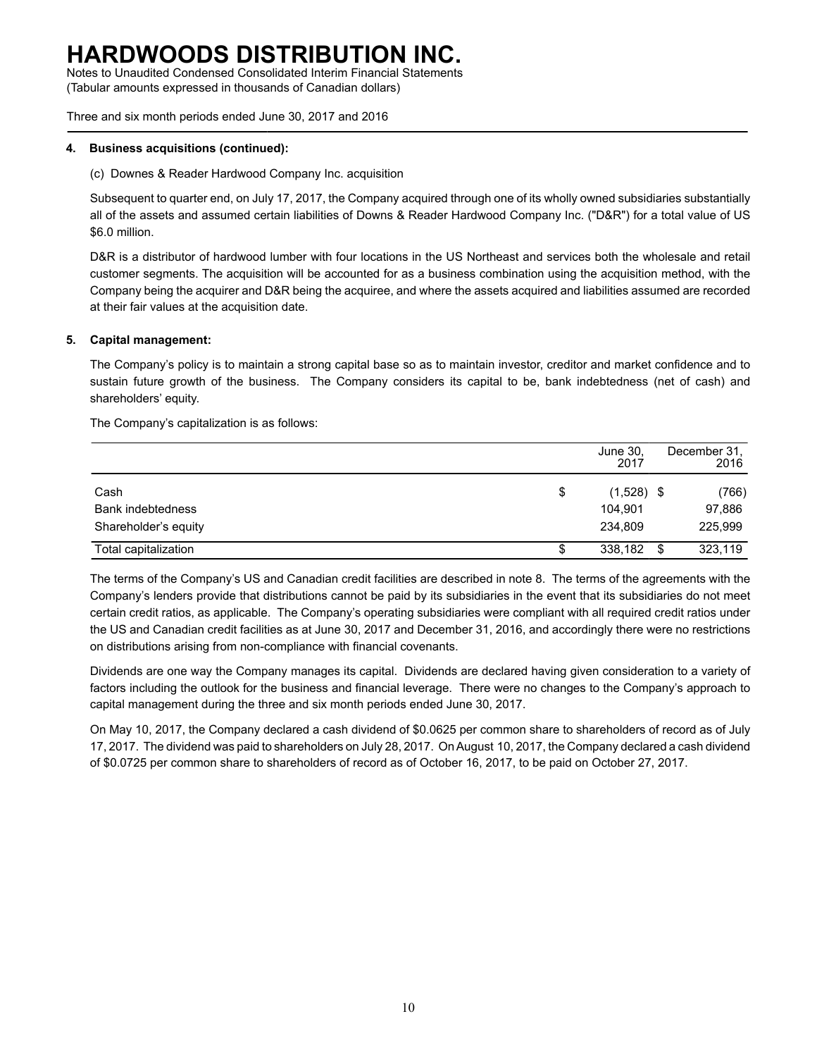# HARDWOODS DISTRIBUTION INC.

Notes to Unaudited Condensed Consolidated Interim Financial Statements
(Tabular amounts expressed in thousands of Canadian dollars)

Three and six month periods ended June 30, 2017 and 2016

**4. Business acquisitions (continued):**

(c) Downes & Reader Hardwood Company Inc. acquisition

Subsequent to quarter end, on July 17, 2017, the Company acquired through one of its wholly owned subsidiaries substantially all of the assets and assumed certain liabilities of Downs & Reader Hardwood Company Inc. ("D&R") for a total value of US $6.0 million.

D&R is a distributor of hardwood lumber with four locations in the US Northeast and services both the wholesale and retail customer segments. The acquisition will be accounted for as a business combination using the acquisition method, with the Company being the acquirer and D&R being the acquiree, and where the assets acquired and liabilities assumed are recorded at their fair values at the acquisition date.

**5. Capital management:**

The Company's policy is to maintain a strong capital base so as to maintain investor, creditor and market confidence and to sustain future growth of the business. The Company considers its capital to be, bank indebtedness (net of cash) and shareholders' equity.

The Company's capitalization is as follows:

| | June 30, 2017 | December 31, 2016 |
|---|---|---|
| Cash | $ (1,528) | $ (766) |
| Bank indebtedness | 104,901 | 97,886 |
| Shareholder's equity | 234,809 | 225,999 |
| Total capitalization | $ 338,182 | $ 323,119 |

The terms of the Company's US and Canadian credit facilities are described in note 8. The terms of the agreements with the Company's lenders provide that distributions cannot be paid by its subsidiaries in the event that its subsidiaries do not meet certain credit ratios, as applicable. The Company's operating subsidiaries were compliant with all required credit ratios under the US and Canadian credit facilities as at June 30, 2017 and December 31, 2016, and accordingly there were no restrictions on distributions arising from non-compliance with financial covenants.

Dividends are one way the Company manages its capital. Dividends are declared having given consideration to a variety of factors including the outlook for the business and financial leverage. There were no changes to the Company's approach to capital management during the three and six month periods ended June 30, 2017.

On May 10, 2017, the Company declared a cash dividend of $0.0625 per common share to shareholders of record as of July 17, 2017. The dividend was paid to shareholders on July 28, 2017. On August 10, 2017, the Company declared a cash dividend of $0.0725 per common share to shareholders of record as of October 16, 2017, to be paid on October 27, 2017.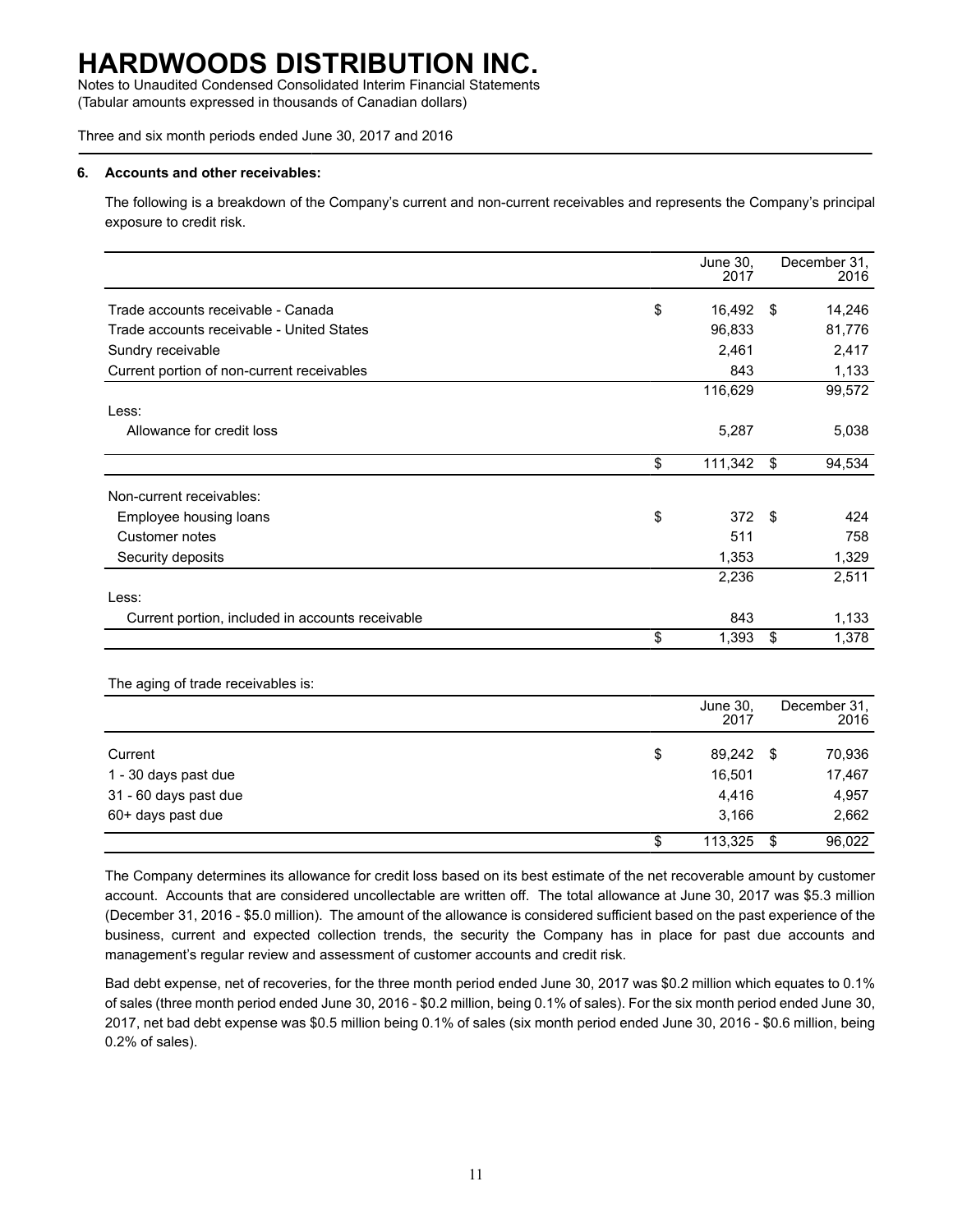# HARDWOODS DISTRIBUTION INC.

Notes to Unaudited Condensed Consolidated Interim Financial Statements
(Tabular amounts expressed in thousands of Canadian dollars)

Three and six month periods ended June 30, 2017 and 2016

**6. Accounts and other receivables:**

The following is a breakdown of the Company's current and non-current receivables and represents the Company's principal exposure to credit risk.

| | June 30, 2017 | December 31, 2016 |
|---|---|---|
| Trade accounts receivable - Canada | $ 16,492 | $ 14,246 |
| Trade accounts receivable - United States | 96,833 | 81,776 |
| Sundry receivable | 2,461 | 2,417 |
| Current portion of non-current receivables | 843 | 1,133 |
| | 116,629 | 99,572 |
| Less: | | |
| Allowance for credit loss | 5,287 | 5,038 |
| | $ 111,342 | $ 94,534 |
| Non-current receivables: | | |
| Employee housing loans | $ 372 | $ 424 |
| Customer notes | 511 | 758 |
| Security deposits | 1,353 | 1,329 |
| | 2,236 | 2,511 |
| Less: | | |
| Current portion, included in accounts receivable | 843 | 1,133 |
| | $ 1,393 | $ 1,378 |

The aging of trade receivables is:

| | June 30, 2017 | December 31, 2016 |
|---|---|---|
| Current | $ 89,242 | $ 70,936 |
| 1 - 30 days past due | 16,501 | 17,467 |
| 31 - 60 days past due | 4,416 | 4,957 |
| 60+ days past due | 3,166 | 2,662 |
| | $ 113,325 | $ 96,022 |

The Company determines its allowance for credit loss based on its best estimate of the net recoverable amount by customer account. Accounts that are considered uncollectable are written off. The total allowance at June 30, 2017 was $5.3 million (December 31, 2016 - $5.0 million). The amount of the allowance is considered sufficient based on the past experience of the business, current and expected collection trends, the security the Company has in place for past due accounts and management's regular review and assessment of customer accounts and credit risk.

Bad debt expense, net of recoveries, for the three month period ended June 30, 2017 was $0.2 million which equates to 0.1% of sales (three month period ended June 30, 2016 - $0.2 million, being 0.1% of sales). For the six month period ended June 30, 2017, net bad debt expense was $0.5 million being 0.1% of sales (six month period ended June 30, 2016 - $0.6 million, being 0.2% of sales).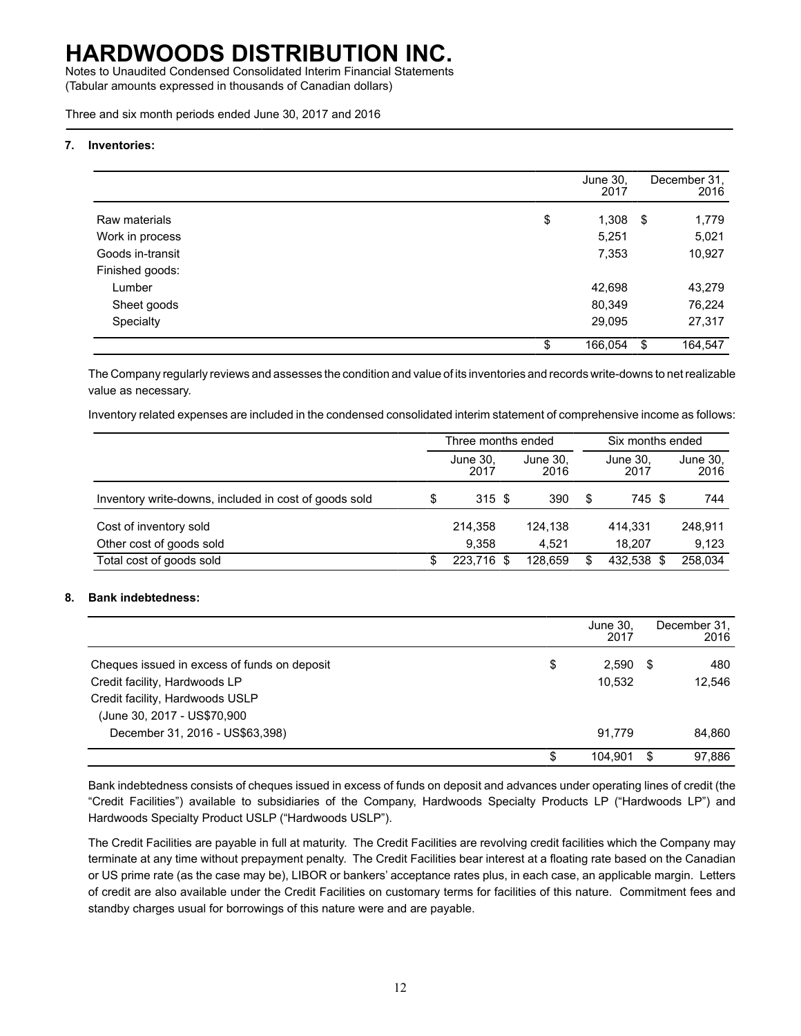# HARDWOODS DISTRIBUTION INC.

Notes to Unaudited Condensed Consolidated Interim Financial Statements
(Tabular amounts expressed in thousands of Canadian dollars)

Three and six month periods ended June 30, 2017 and 2016

## 7. Inventories:

| | June 30, 2017 | December 31, 2016 |
|---|---|---|
| Raw materials | $ 1,308 | $ 1,779 |
| Work in process | 5,251 | 5,021 |
| Goods in-transit | 7,353 | 10,927 |
| Finished goods: | | |
| Lumber | 42,698 | 43,279 |
| Sheet goods | 80,349 | 76,224 |
| Specialty | 29,095 | 27,317 |
| | $ 166,054 | $ 164,547 |

The Company regularly reviews and assesses the condition and value of its inventories and records write-downs to net realizable value as necessary.

Inventory related expenses are included in the condensed consolidated interim statement of comprehensive income as follows:

| | Three months ended | | Six months ended | |
|---|---|---|---|---|
| | June 30, 2017 | June 30, 2016 | June 30, 2017 | June 30, 2016 |
| Inventory write-downs, included in cost of goods sold | $ 315 | $ 390 | $ 745 | $ 744 |
| Cost of inventory sold | 214,358 | 124,138 | 414,331 | 248,911 |
| Other cost of goods sold | 9,358 | 4,521 | 18,207 | 9,123 |
| Total cost of goods sold | $ 223,716 | $ 128,659 | $ 432,538 | $ 258,034 |

## 8. Bank indebtedness:

| | June 30, 2017 | December 31, 2016 |
|---|---|---|
| Cheques issued in excess of funds on deposit | $ 2,590 | $ 480 |
| Credit facility, Hardwoods LP | 10,532 | 12,546 |
| Credit facility, Hardwoods USLP (June 30, 2017 - US$70,900 December 31, 2016 - US$63,398) | 91,779 | 84,860 |
| | $ 104,901 | $ 97,886 |

Bank indebtedness consists of cheques issued in excess of funds on deposit and advances under operating lines of credit (the "Credit Facilities") available to subsidiaries of the Company, Hardwoods Specialty Products LP ("Hardwoods LP") and Hardwoods Specialty Product USLP ("Hardwoods USLP").

The Credit Facilities are payable in full at maturity. The Credit Facilities are revolving credit facilities which the Company may terminate at any time without prepayment penalty. The Credit Facilities bear interest at a floating rate based on the Canadian or US prime rate (as the case may be), LIBOR or bankers' acceptance rates plus, in each case, an applicable margin. Letters of credit are also available under the Credit Facilities on customary terms for facilities of this nature. Commitment fees and standby charges usual for borrowings of this nature were and are payable.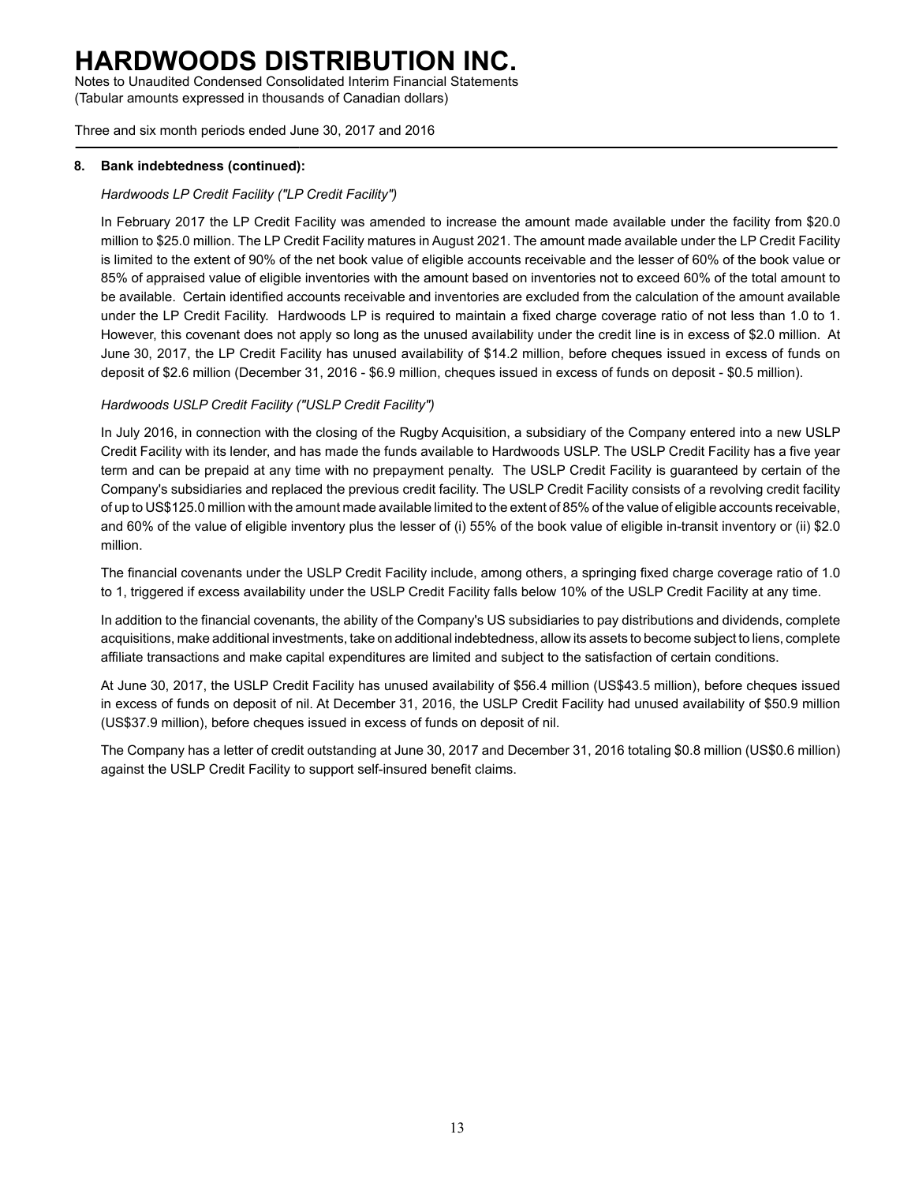### 8. Bank indebtedness (continued):

*Hardwoods LP Credit Facility ("LP Credit Facility")*

In February 2017 the LP Credit Facility was amended to increase the amount made available under the facility from $20.0 million to $25.0 million. The LP Credit Facility matures in August 2021. The amount made available under the LP Credit Facility is limited to the extent of 90% of the net book value of eligible accounts receivable and the lesser of 60% of the book value or 85% of appraised value of eligible inventories with the amount based on inventories not to exceed 60% of the total amount to be available. Certain identified accounts receivable and inventories are excluded from the calculation of the amount available under the LP Credit Facility. Hardwoods LP is required to maintain a fixed charge coverage ratio of not less than 1.0 to 1. However, this covenant does not apply so long as the unused availability under the credit line is in excess of $2.0 million. At June 30, 2017, the LP Credit Facility has unused availability of $14.2 million, before cheques issued in excess of funds on deposit of $2.6 million (December 31, 2016 - $6.9 million, cheques issued in excess of funds on deposit - $0.5 million).

*Hardwoods USLP Credit Facility ("USLP Credit Facility")*

In July 2016, in connection with the closing of the Rugby Acquisition, a subsidiary of the Company entered into a new USLP Credit Facility with its lender, and has made the funds available to Hardwoods USLP. The USLP Credit Facility has a five year term and can be prepaid at any time with no prepayment penalty. The USLP Credit Facility is guaranteed by certain of the Company's subsidiaries and replaced the previous credit facility. The USLP Credit Facility consists of a revolving credit facility of up to US$125.0 million with the amount made available limited to the extent of 85% of the value of eligible accounts receivable, and 60% of the value of eligible inventory plus the lesser of (i) 55% of the book value of eligible in-transit inventory or (ii) $2.0 million.

The financial covenants under the USLP Credit Facility include, among others, a springing fixed charge coverage ratio of 1.0 to 1, triggered if excess availability under the USLP Credit Facility falls below 10% of the USLP Credit Facility at any time.

In addition to the financial covenants, the ability of the Company's US subsidiaries to pay distributions and dividends, complete acquisitions, make additional investments, take on additional indebtedness, allow its assets to become subject to liens, complete affiliate transactions and make capital expenditures are limited and subject to the satisfaction of certain conditions.

At June 30, 2017, the USLP Credit Facility has unused availability of $56.4 million (US$43.5 million), before cheques issued in excess of funds on deposit of nil. At December 31, 2016, the USLP Credit Facility had unused availability of $50.9 million (US$37.9 million), before cheques issued in excess of funds on deposit of nil.

The Company has a letter of credit outstanding at June 30, 2017 and December 31, 2016 totaling $0.8 million (US$0.6 million) against the USLP Credit Facility to support self-insured benefit claims.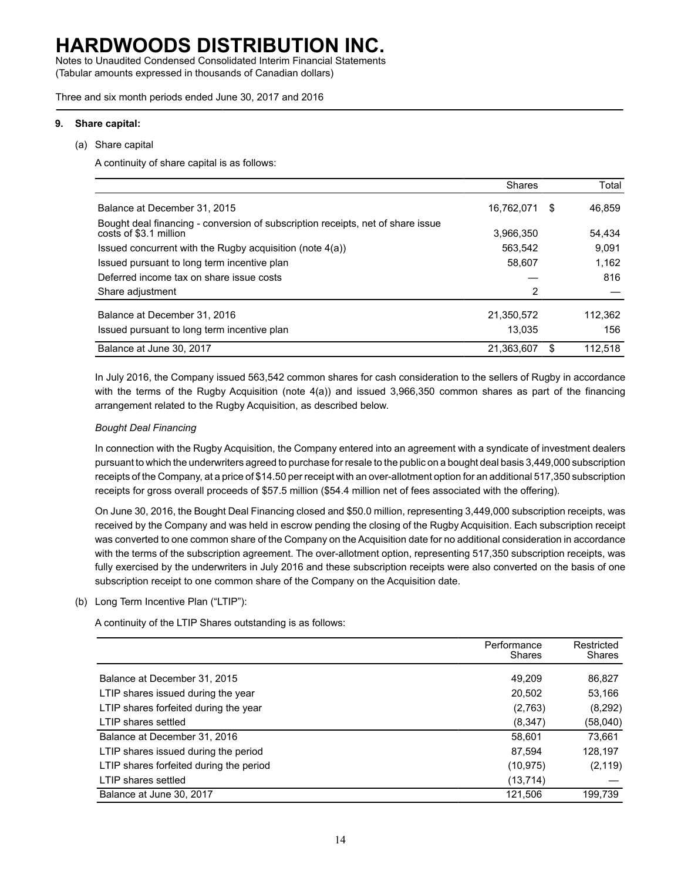# HARDWOODS DISTRIBUTION INC.

Notes to Unaudited Condensed Consolidated Interim Financial Statements
(Tabular amounts expressed in thousands of Canadian dollars)

Three and six month periods ended June 30, 2017 and 2016

## 9. Share capital:

(a) Share capital

A continuity of share capital is as follows:

| | Shares | | Total |
|---|---|---|---|
| Balance at December 31, 2015 | 16,762,071 | $ | 46,859 |
| Bought deal financing - conversion of subscription receipts, net of share issue costs of $3.1 million | 3,966,350 | | 54,434 |
| Issued concurrent with the Rugby acquisition (note 4(a)) | 563,542 | | 9,091 |
| Issued pursuant to long term incentive plan | 58,607 | | 1,162 |
| Deferred income tax on share issue costs | — | | 816 |
| Share adjustment | 2 | | — |
| Balance at December 31, 2016 | 21,350,572 | | 112,362 |
| Issued pursuant to long term incentive plan | 13,035 | | 156 |
| Balance at June 30, 2017 | 21,363,607 | $ | 112,518 |

In July 2016, the Company issued 563,542 common shares for cash consideration to the sellers of Rugby in accordance with the terms of the Rugby Acquisition (note 4(a)) and issued 3,966,350 common shares as part of the financing arrangement related to the Rugby Acquisition, as described below.

*Bought Deal Financing*

In connection with the Rugby Acquisition, the Company entered into an agreement with a syndicate of investment dealers pursuant to which the underwriters agreed to purchase for resale to the public on a bought deal basis 3,449,000 subscription receipts of the Company, at a price of $14.50 per receipt with an over-allotment option for an additional 517,350 subscription receipts for gross overall proceeds of $57.5 million ($54.4 million net of fees associated with the offering).

On June 30, 2016, the Bought Deal Financing closed and $50.0 million, representing 3,449,000 subscription receipts, was received by the Company and was held in escrow pending the closing of the Rugby Acquisition. Each subscription receipt was converted to one common share of the Company on the Acquisition date for no additional consideration in accordance with the terms of the subscription agreement. The over-allotment option, representing 517,350 subscription receipts, was fully exercised by the underwriters in July 2016 and these subscription receipts were also converted on the basis of one subscription receipt to one common share of the Company on the Acquisition date.

(b) Long Term Incentive Plan ("LTIP"):

A continuity of the LTIP Shares outstanding is as follows:

| | Performance Shares | Restricted Shares |
|---|---|---|
| Balance at December 31, 2015 | 49,209 | 86,827 |
| LTIP shares issued during the year | 20,502 | 53,166 |
| LTIP shares forfeited during the year | (2,763) | (8,292) |
| LTIP shares settled | (8,347) | (58,040) |
| Balance at December 31, 2016 | 58,601 | 73,661 |
| LTIP shares issued during the period | 87,594 | 128,197 |
| LTIP shares forfeited during the period | (10,975) | (2,119) |
| LTIP shares settled | (13,714) | — |
| Balance at June 30, 2017 | 121,506 | 199,739 |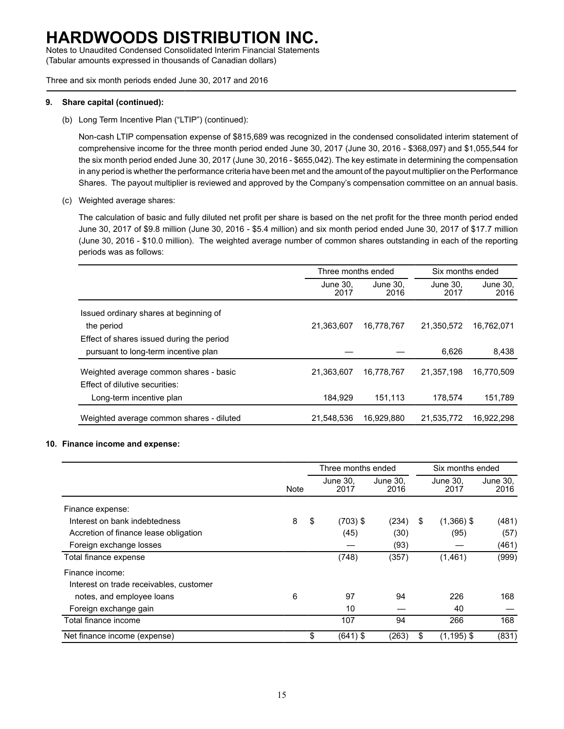# HARDWOODS DISTRIBUTION INC.

Notes to Unaudited Condensed Consolidated Interim Financial Statements
(Tabular amounts expressed in thousands of Canadian dollars)

Three and six month periods ended June 30, 2017 and 2016

**9. Share capital (continued):**

(b) Long Term Incentive Plan ("LTIP") (continued):

Non-cash LTIP compensation expense of $815,689 was recognized in the condensed consolidated interim statement of comprehensive income for the three month period ended June 30, 2017 (June 30, 2016 - $368,097) and $1,055,544 for the six month period ended June 30, 2017 (June 30, 2016 - $655,042). The key estimate in determining the compensation in any period is whether the performance criteria have been met and the amount of the payout multiplier on the Performance Shares. The payout multiplier is reviewed and approved by the Company's compensation committee on an annual basis.

(c) Weighted average shares:

The calculation of basic and fully diluted net profit per share is based on the net profit for the three month period ended June 30, 2017 of $9.8 million (June 30, 2016 - $5.4 million) and six month period ended June 30, 2017 of $17.7 million (June 30, 2016 - $10.0 million). The weighted average number of common shares outstanding in each of the reporting periods was as follows:

| | Three months ended | | Six months ended | |
|---|---|---|---|---|
| | June 30, 2017 | June 30, 2016 | June 30, 2017 | June 30, 2016 |
| Issued ordinary shares at beginning of the period | 21,363,607 | 16,778,767 | 21,350,572 | 16,762,071 |
| Effect of shares issued during the period pursuant to long-term incentive plan | — | — | 6,626 | 8,438 |
| Weighted average common shares - basic | 21,363,607 | 16,778,767 | 21,357,198 | 16,770,509 |
| Effect of dilutive securities: | | | | |
| Long-term incentive plan | 184,929 | 151,113 | 178,574 | 151,789 |
| Weighted average common shares - diluted | 21,548,536 | 16,929,880 | 21,535,772 | 16,922,298 |

**10. Finance income and expense:**

| | Note | Three months ended | | Six months ended | |
|---|---|---|---|---|---|
| | | June 30, 2017 | June 30, 2016 | June 30, 2017 | June 30, 2016 |
| Finance expense: | | | | | |
| Interest on bank indebtedness | 8 | $ (703) | $ (234) | $ (1,366) | $ (481) |
| Accretion of finance lease obligation | | (45) | (30) | (95) | (57) |
| Foreign exchange losses | | — | (93) | — | (461) |
| Total finance expense | | (748) | (357) | (1,461) | (999) |
| Finance income: | | | | | |
| Interest on trade receivables, customer notes, and employee loans | 6 | 97 | 94 | 226 | 168 |
| Foreign exchange gain | | 10 | — | 40 | — |
| Total finance income | | 107 | 94 | 266 | 168 |
| Net finance income (expense) | | $ (641) | $ (263) | $ (1,195) | $ (831) |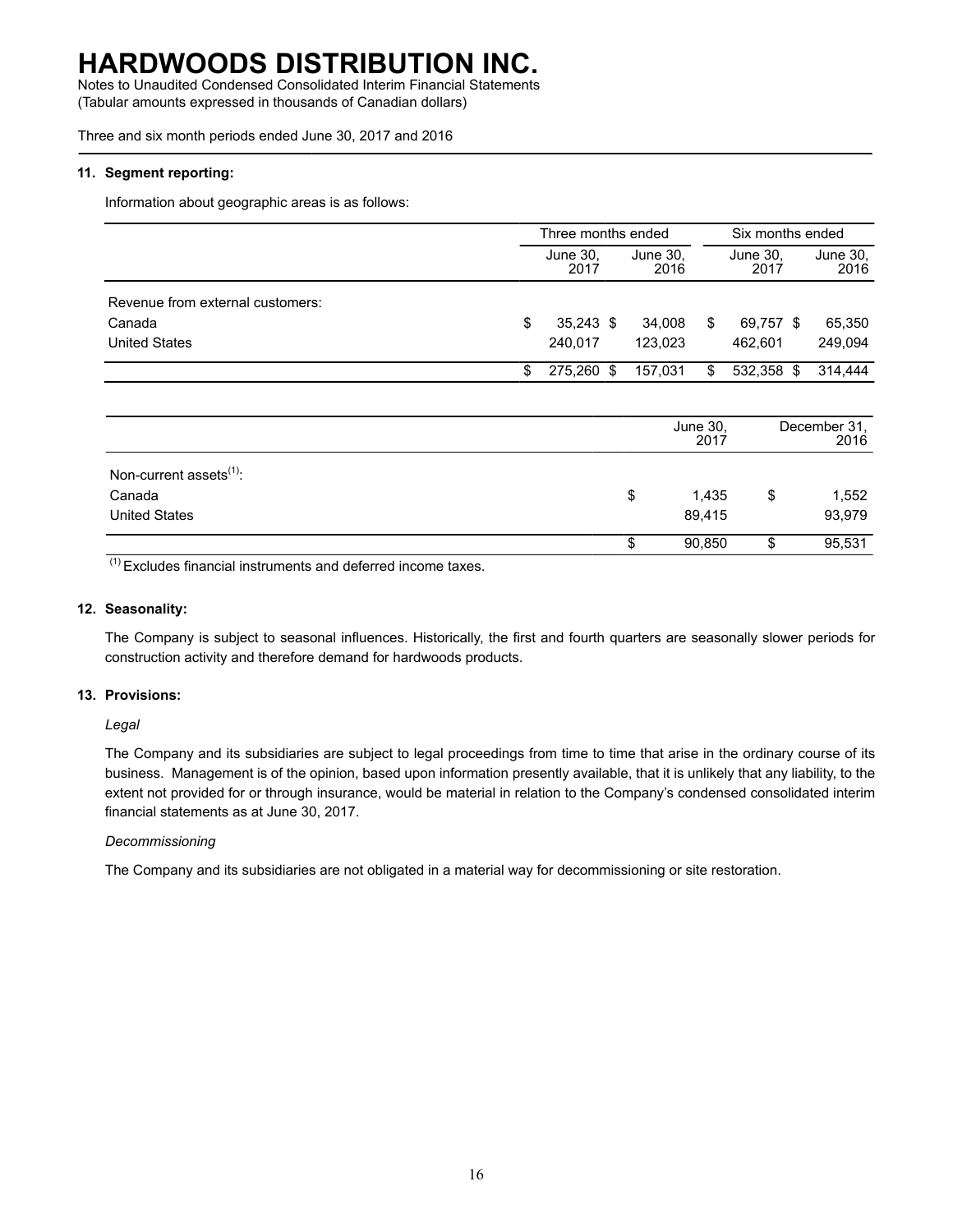# HARDWOODS DISTRIBUTION INC.

Notes to Unaudited Condensed Consolidated Interim Financial Statements
(Tabular amounts expressed in thousands of Canadian dollars)

Three and six month periods ended June 30, 2017 and 2016

### 11. Segment reporting:

Information about geographic areas is as follows:

| | Three months ended | | Six months ended | |
|---|---|---|---|---|
| | June 30, 2017 | June 30, 2016 | June 30, 2017 | June 30, 2016 |
| Revenue from external customers: | | | | |
| Canada | $ 35,243 | $ 34,008 | $ 69,757 | $ 65,350 |
| United States | 240,017 | 123,023 | 462,601 | 249,094 |
| | $ 275,260 | $ 157,031 | $ 532,358 | $ 314,444 |

| | June 30, 2017 | December 31, 2016 |
|---|---|---|
| Non-current assets[(1)]: | | |
| Canada | $ 1,435 | $ 1,552 |
| United States | 89,415 | 93,979 |
| | $ 90,850 | $ 95,531 |

[(1)] Excludes financial instruments and deferred income taxes.

### 12. Seasonality:

The Company is subject to seasonal influences. Historically, the first and fourth quarters are seasonally slower periods for construction activity and therefore demand for hardwoods products.

### 13. Provisions:

*Legal*

The Company and its subsidiaries are subject to legal proceedings from time to time that arise in the ordinary course of its business. Management is of the opinion, based upon information presently available, that it is unlikely that any liability, to the extent not provided for or through insurance, would be material in relation to the Company's condensed consolidated interim financial statements as at June 30, 2017.

*Decommissioning*

The Company and its subsidiaries are not obligated in a material way for decommissioning or site restoration.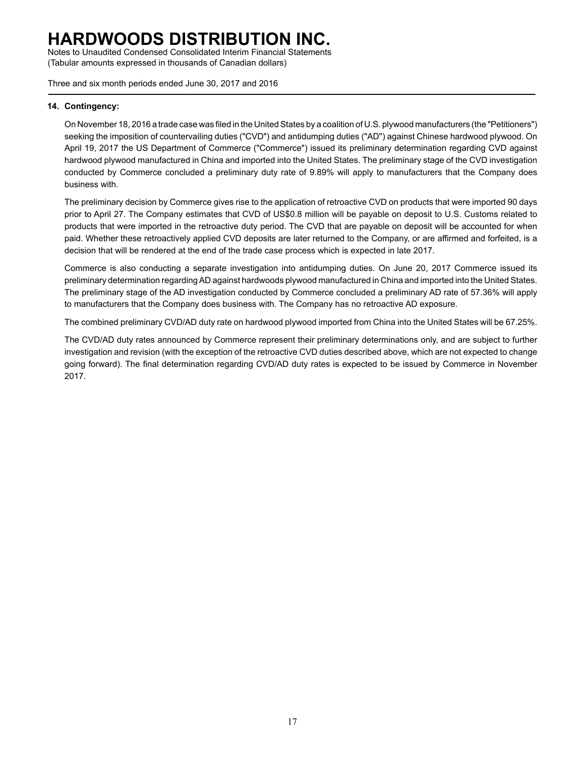### 14. Contingency:

On November 18, 2016 a trade case was filed in the United States by a coalition of U.S. plywood manufacturers (the "Petitioners") seeking the imposition of countervailing duties ("CVD") and antidumping duties ("AD") against Chinese hardwood plywood. On April 19, 2017 the US Department of Commerce ("Commerce") issued its preliminary determination regarding CVD against hardwood plywood manufactured in China and imported into the United States. The preliminary stage of the CVD investigation conducted by Commerce concluded a preliminary duty rate of 9.89% will apply to manufacturers that the Company does business with.

The preliminary decision by Commerce gives rise to the application of retroactive CVD on products that were imported 90 days prior to April 27. The Company estimates that CVD of US$0.8 million will be payable on deposit to U.S. Customs related to products that were imported in the retroactive duty period. The CVD that are payable on deposit will be accounted for when paid. Whether these retroactively applied CVD deposits are later returned to the Company, or are affirmed and forfeited, is a decision that will be rendered at the end of the trade case process which is expected in late 2017.

Commerce is also conducting a separate investigation into antidumping duties. On June 20, 2017 Commerce issued its preliminary determination regarding AD against hardwoods plywood manufactured in China and imported into the United States. The preliminary stage of the AD investigation conducted by Commerce concluded a preliminary AD rate of 57.36% will apply to manufacturers that the Company does business with. The Company has no retroactive AD exposure.

The combined preliminary CVD/AD duty rate on hardwood plywood imported from China into the United States will be 67.25%.

The CVD/AD duty rates announced by Commerce represent their preliminary determinations only, and are subject to further investigation and revision (with the exception of the retroactive CVD duties described above, which are not expected to change going forward). The final determination regarding CVD/AD duty rates is expected to be issued by Commerce in November 2017.